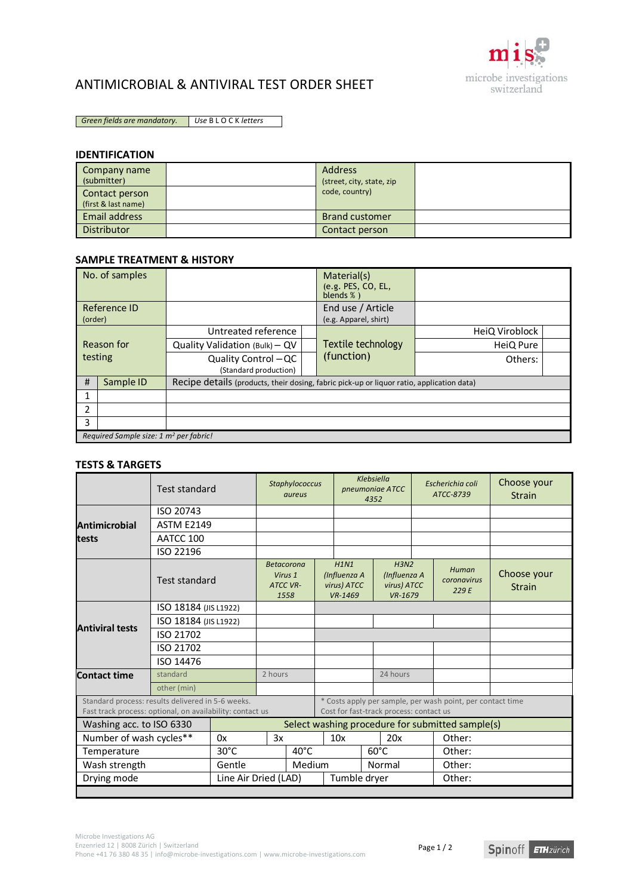# ANTIMICROBIAL & ANTIVIRAL TEST ORDER SHEET

| *Green fields are mandatory.* | *Use* B L O C K *letters* |
|---|---|

## IDENTIFICATION

| | | | |
|---|---|---|---|
| Company name (submitter) | | Address (street, city, state, zip code, country) | |
| Contact person (first & last name) | | | |
| Email address | | Brand customer | |
| Distributor | | Contact person | |

## SAMPLE TREATMENT & HISTORY

| | | | | | | |
|---|---|---|---|---|---|---|
| No. of samples | | | Material(s) (e.g. PES, CO, EL, blends % ) | | | |
| Reference ID (order) | | | End use / Article (e.g. Apparel, shirt) | | | |
| Reason for testing | Untreated reference | | Textile technology (function) | HeiQ Viroblock | | |
| | Quality Validation (Bulk) – QV | | | HeiQ Pure | | |
| | Quality Control – QC (Standard production) | | | Others: | | |

| # | Sample ID | Recipe details (products, their dosing, fabric pick-up or liquor ratio, application data) |
|---|---|---|
| 1 | | |
| 2 | | |
| 3 | | |

*Required Sample size: 1 m² per fabric!*

## TESTS & TARGETS

| | Test standard | *Staphylococcus aureus* | *Klebsiella pneumoniae ATCC 4352* | *Escherichia coli ATCC-8739* | Choose your Strain |
|---|---|---|---|---|---|
| **Antimicrobial tests** | ISO 20743 | | | | |
| | ASTM E2149 | | | | |
| | AATCC 100 | | | | |
| | ISO 22196 | | | | |

| | Test standard | *Betacorona Virus 1 ATCC VR-1558* | *H1N1 (Influenza A virus) ATCC VR-1469* | *H3N2 (Influenza A virus) ATCC VR-1679* | *Human coronavirus 229 E* | Choose your Strain |
|---|---|---|---|---|---|---|
| **Antiviral tests** | ISO 18184 (JIS L1922) | | | | | |
| | ISO 18184 (JIS L1922) | | | | | |
| | ISO 21702 | | | | | |
| | ISO 21702 | | | | | |
| | ISO 14476 | | | | | |
| **Contact time** | standard | 2 hours | | 24 hours | | |
| | other (min) | | | | | |

Standard process: results delivered in 5-6 weeks.
Fast track process: optional, on availability: contact us

\* Costs apply per sample, per wash point, per contact time
Cost for fast-track process: contact us

| Washing acc. to ISO 6330 | Select washing procedure for submitted sample(s) | | | | |
|---|---|---|---|---|---|
| Number of wash cycles** | 0x | 3x | 10x | 20x | Other: |
| Temperature | 30°C | 40°C | 60°C | | Other: |
| Wash strength | Gentle | Medium | Normal | | Other: |
| Drying mode | Line Air Dried (LAD) | Tumble dryer | | | Other: |

Microbe Investigations AG
Enzenried 12 | 8008 Zürich | Switzerland
Phone +41 76 380 48 35 | info@microbe-investigations.com | www.microbe-investigations.com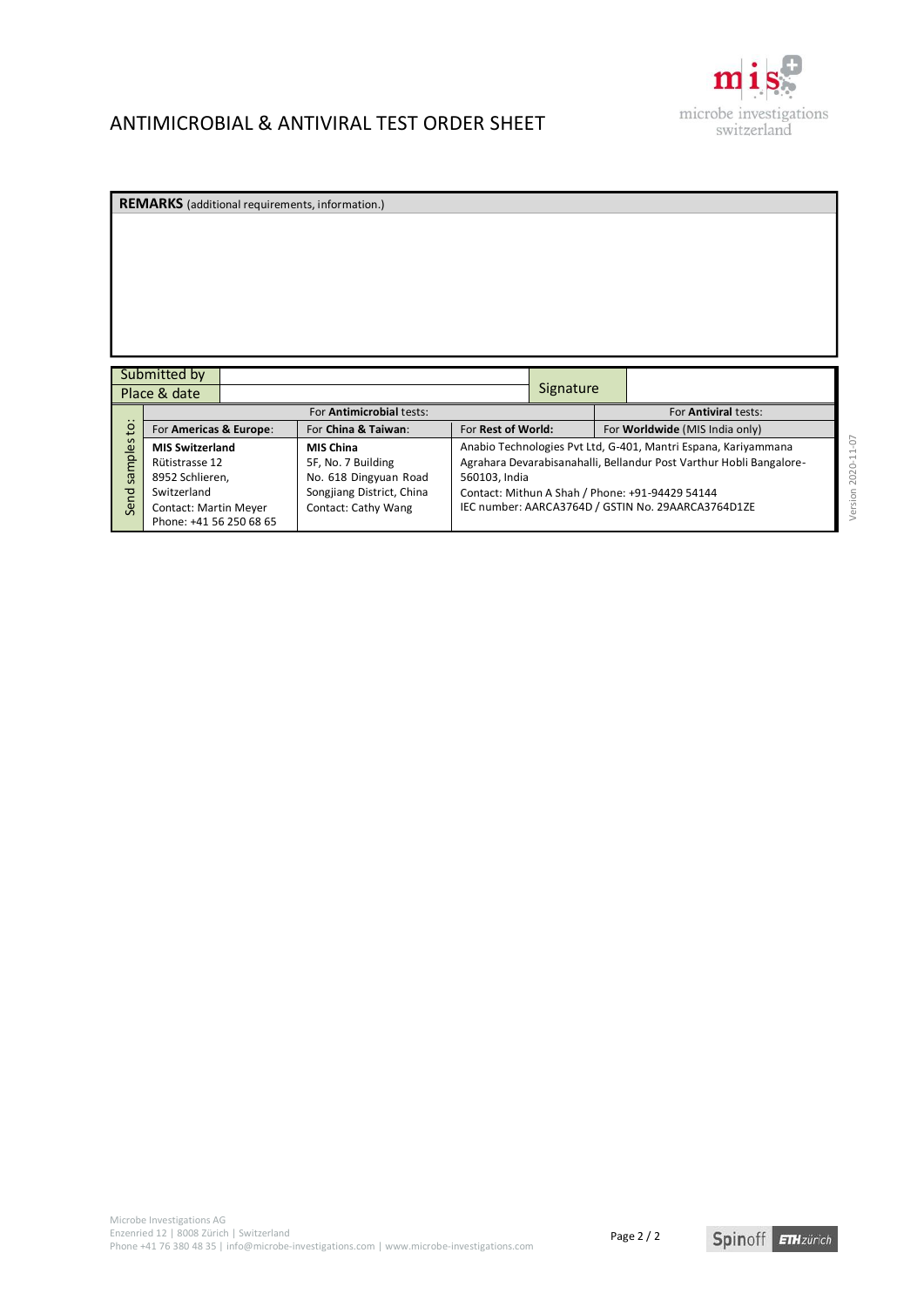# ANTIMICROBIAL & ANTIVIRAL TEST ORDER SHEET

| **REMARKS** (additional requirements, information.) |
|---|
| |

| | | | |
|---|---|---|---|
| Submitted by | | Signature | |
| Place & date | | | |

| Send samples to: | For **Antimicrobial** tests: | | | For **Antiviral** tests: |
|---|---|---|---|---|
| | For **Americas & Europe**: | For **China & Taiwan**: | For **Rest of World:** | For **Worldwide** (MIS India only) |
| | **MIS Switzerland**<br>Rütistrasse 12<br>8952 Schlieren,<br>Switzerland<br>Contact: Martin Meyer<br>Phone: +41 56 250 68 65 | **MIS China**<br>5F, No. 7 Building<br>No. 618 Dingyuan Road<br>Songjiang District, China<br>Contact: Cathy Wang | Anabio Technologies Pvt Ltd, G-401, Mantri Espana, Kariyammana Agrahara Devarabisanahalli, Bellandur Post Varthur Hobli Bangalore-560103, India<br>Contact: Mithun A Shah / Phone: +91-94429 54144<br>IEC number: AARCA3764D / GSTIN No. 29AARCA3764D1ZE | |

Version 2020-11-07

Microbe Investigations AG
Enzenried 12 | 8008 Zürich | Switzerland
Phone +41 76 380 48 35 | info@microbe-investigations.com | www.microbe-investigations.com